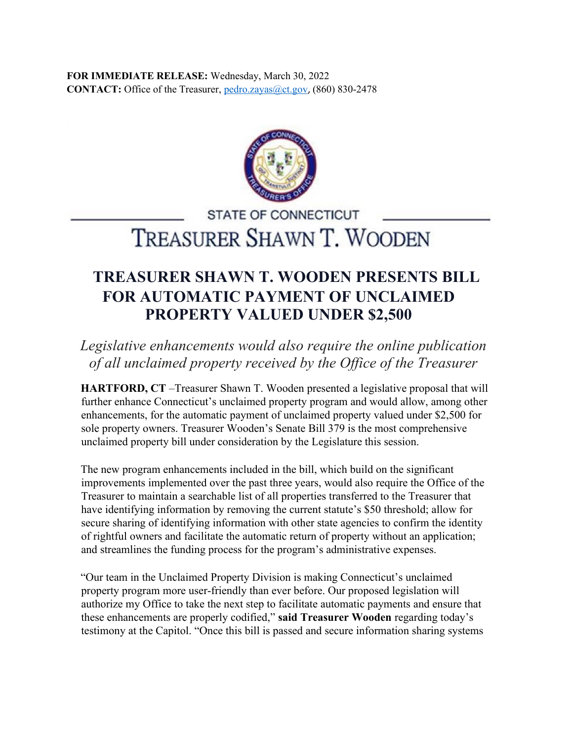**FOR IMMEDIATE RELEASE:** Wednesday, March 30, 2022
**CONTACT:** Office of the Treasurer, pedro.zayas@ct.gov, (860) 830-2478

STATE OF CONNECTICUT

TREASURER SHAWN T. WOODEN

# TREASURER SHAWN T. WOODEN PRESENTS BILL FOR AUTOMATIC PAYMENT OF UNCLAIMED PROPERTY VALUED UNDER $2,500

*Legislative enhancements would also require the online publication of all unclaimed property received by the Office of the Treasurer*

**HARTFORD, CT** –Treasurer Shawn T. Wooden presented a legislative proposal that will further enhance Connecticut's unclaimed property program and would allow, among other enhancements, for the automatic payment of unclaimed property valued under $2,500 for sole property owners. Treasurer Wooden's Senate Bill 379 is the most comprehensive unclaimed property bill under consideration by the Legislature this session.

The new program enhancements included in the bill, which build on the significant improvements implemented over the past three years, would also require the Office of the Treasurer to maintain a searchable list of all properties transferred to the Treasurer that have identifying information by removing the current statute's $50 threshold; allow for secure sharing of identifying information with other state agencies to confirm the identity of rightful owners and facilitate the automatic return of property without an application; and streamlines the funding process for the program's administrative expenses.

"Our team in the Unclaimed Property Division is making Connecticut's unclaimed property program more user-friendly than ever before. Our proposed legislation will authorize my Office to take the next step to facilitate automatic payments and ensure that these enhancements are properly codified," **said Treasurer Wooden** regarding today's testimony at the Capitol. "Once this bill is passed and secure information sharing systems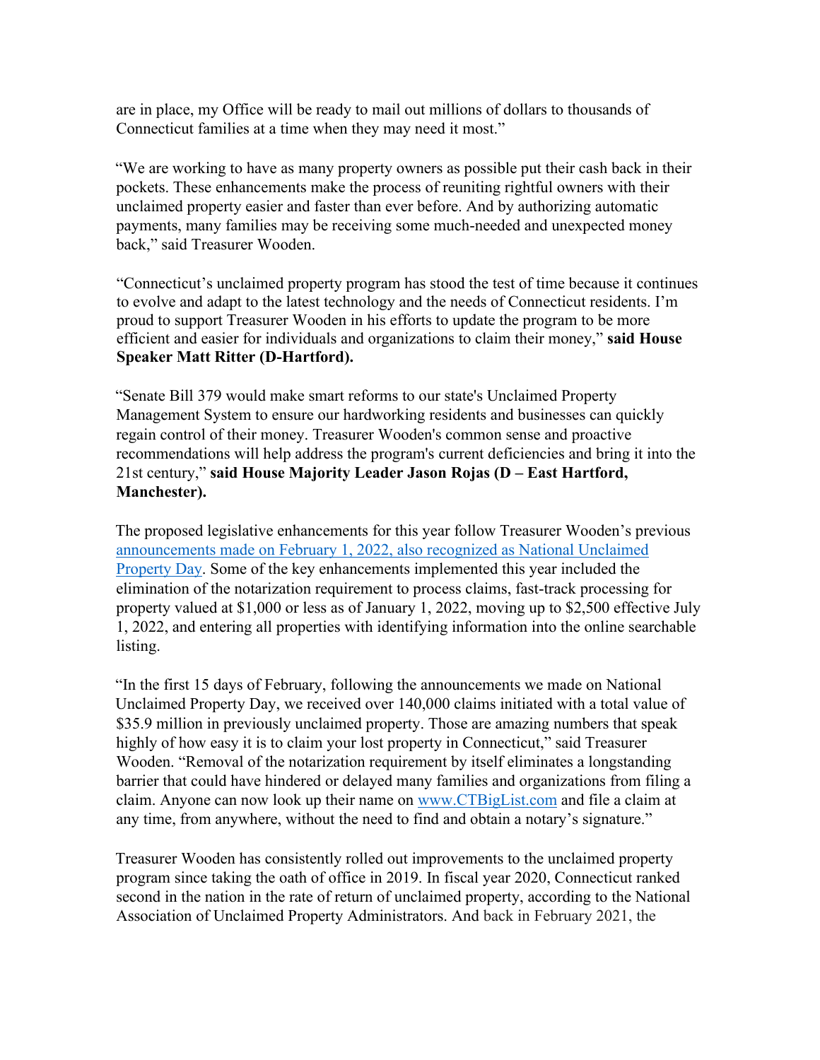are in place, my Office will be ready to mail out millions of dollars to thousands of Connecticut families at a time when they may need it most."

"We are working to have as many property owners as possible put their cash back in their pockets. These enhancements make the process of reuniting rightful owners with their unclaimed property easier and faster than ever before. And by authorizing automatic payments, many families may be receiving some much-needed and unexpected money back," said Treasurer Wooden.

"Connecticut's unclaimed property program has stood the test of time because it continues to evolve and adapt to the latest technology and the needs of Connecticut residents. I'm proud to support Treasurer Wooden in his efforts to update the program to be more efficient and easier for individuals and organizations to claim their money," **said House Speaker Matt Ritter (D-Hartford).**

"Senate Bill 379 would make smart reforms to our state's Unclaimed Property Management System to ensure our hardworking residents and businesses can quickly regain control of their money. Treasurer Wooden's common sense and proactive recommendations will help address the program's current deficiencies and bring it into the 21st century," **said House Majority Leader Jason Rojas (D – East Hartford, Manchester).**

The proposed legislative enhancements for this year follow Treasurer Wooden's previous announcements made on February 1, 2022, also recognized as National Unclaimed Property Day. Some of the key enhancements implemented this year included the elimination of the notarization requirement to process claims, fast-track processing for property valued at $1,000 or less as of January 1, 2022, moving up to $2,500 effective July 1, 2022, and entering all properties with identifying information into the online searchable listing.

"In the first 15 days of February, following the announcements we made on National Unclaimed Property Day, we received over 140,000 claims initiated with a total value of $35.9 million in previously unclaimed property. Those are amazing numbers that speak highly of how easy it is to claim your lost property in Connecticut," said Treasurer Wooden. "Removal of the notarization requirement by itself eliminates a longstanding barrier that could have hindered or delayed many families and organizations from filing a claim. Anyone can now look up their name on www.CTBigList.com and file a claim at any time, from anywhere, without the need to find and obtain a notary's signature."

Treasurer Wooden has consistently rolled out improvements to the unclaimed property program since taking the oath of office in 2019. In fiscal year 2020, Connecticut ranked second in the nation in the rate of return of unclaimed property, according to the National Association of Unclaimed Property Administrators. And back in February 2021, the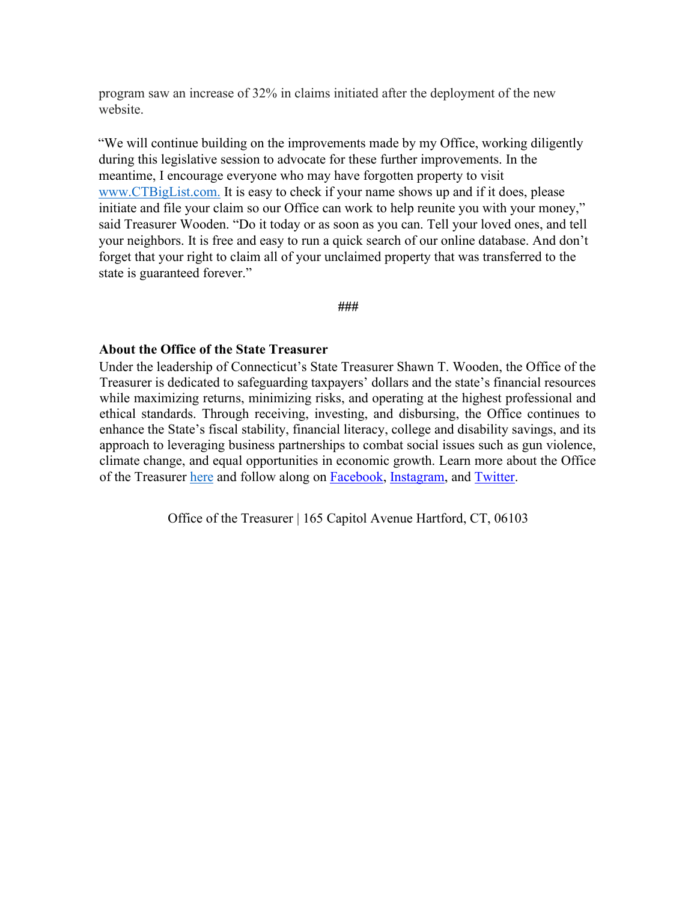program saw an increase of 32% in claims initiated after the deployment of the new website.

"We will continue building on the improvements made by my Office, working diligently during this legislative session to advocate for these further improvements. In the meantime, I encourage everyone who may have forgotten property to visit [www.CTBigList.com.](http://www.CTBigList.com) It is easy to check if your name shows up and if it does, please initiate and file your claim so our Office can work to help reunite you with your money," said Treasurer Wooden. "Do it today or as soon as you can. Tell your loved ones, and tell your neighbors. It is free and easy to run a quick search of our online database. And don't forget that your right to claim all of your unclaimed property that was transferred to the state is guaranteed forever."

###

**About the Office of the State Treasurer**

Under the leadership of Connecticut's State Treasurer Shawn T. Wooden, the Office of the Treasurer is dedicated to safeguarding taxpayers' dollars and the state's financial resources while maximizing returns, minimizing risks, and operating at the highest professional and ethical standards. Through receiving, investing, and disbursing, the Office continues to enhance the State's fiscal stability, financial literacy, college and disability savings, and its approach to leveraging business partnerships to combat social issues such as gun violence, climate change, and equal opportunities in economic growth. Learn more about the Office of the Treasurer here and follow along on Facebook, Instagram, and Twitter.

Office of the Treasurer | 165 Capitol Avenue Hartford, CT, 06103